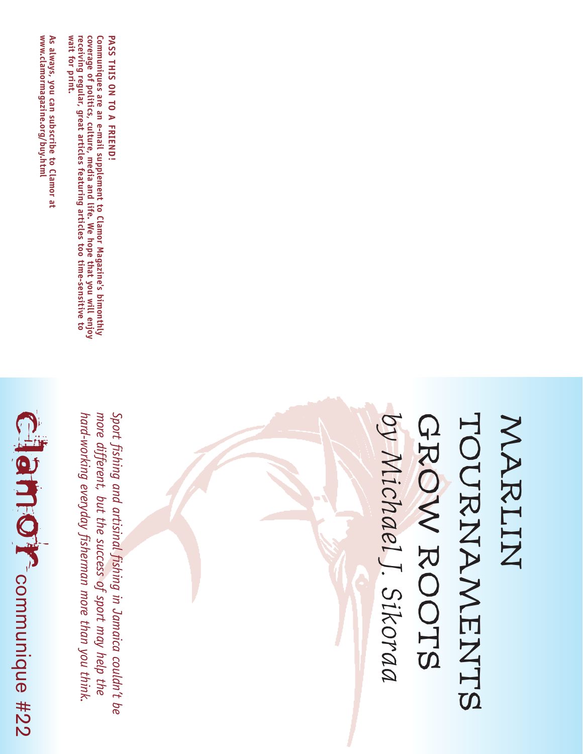# MARLIN TOURNAMENTS GROW ROOTS

by Michael J. Sikoraa

*Sport fishing and artisinal fishing in Jamaica couldn't be more different, but the success of sport may help the hard-working everyday fisherman more than you think.*

Clamor communique #22

**PASS THIS ON TO A FRIEND!**

**Communiques are an e-mail supplement to Clamor Magazine's bimonthly coverage of politics, culture, media and life. We hope that you will enjoy receiving regular, great articles featuring articles too time-sensitive to wait for print.**

**As always, you can subscribe to Clamor at www.clamormagazine.org/buy.html**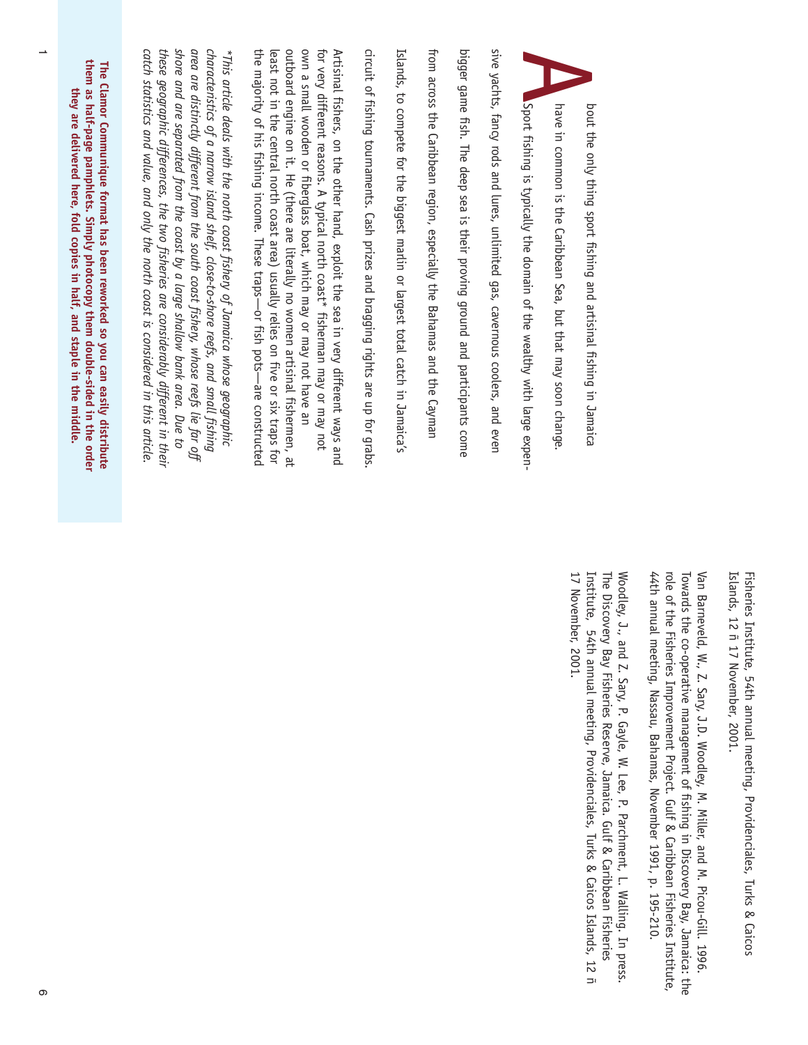About the only thing sport fishing and artisinal fishing in Jamaica have in common is the Caribbean Sea, but that may soon change. Sport fishing is typically the domain of the wealthy with large expensive yachts, fancy rods and lures, unlimited gas, cavernous coolers, and even bigger game fish. The deep sea is their proving ground and participants come from across the Caribbean region, especially the Bahamas and the Cayman Islands, to compete for the biggest marlin or largest total catch in Jamaica's circuit of fishing tournaments. Cash prizes and bragging rights are up for grabs.

Artisinal fishers, on the other hand, exploit the sea in very different ways and for very different reasons. A typical north coast* fisherman may or may not own a small wooden or fiberglass boat, which may or may not have an outboard engine on it. He (there are literally no women artisinal fishermen, at least not in the central north coast area) usually relies on five or six traps for the majority of his fishing income. These traps—or fish pots—are constructed

*\*This article deals with the north coast fishery of Jamaica whose geographic characteristics of a narrow island shelf, close-to-shore reefs, and small fishing area are distinctly different from the south coast fishery, whose reefs lie far off shore and are separated from the coast by a large shallow bank area. Due to these geographic differences, the two fisheries are considerably different in their catch statistics and value, and only the north coast is considered in this article.*

**The Clamor Communique format has been reworked so you can easily distribute them as half-page pamphlets. Simply photocopy them double-sided in the order they are delivered here, fold copies in half, and staple in the middle.**

Fisheries Institute, 54th annual meeting, Providenciales, Turks & Caicos Islands, 12 ñ 17 November, 2001.

Van Barneveld, W., Z. Sary, J.D. Woodley, M. Miller, and M. Picou-Gill. 1996. Towards the co-operative management of fishing in Discovery Bay, Jamaica: the role of the Fisheries Improvement Project. Gulf & Caribbean Fisheries Institute, 44th annual meeting, Nassau, Bahamas, November 1991, p. 195-210.

Woodley, J., and Z. Sary, P. Gayle, W. Lee, P. Parchment, L. Walling. In press. The Discovery Bay Fisheries Reserve, Jamaica. Gulf & Caribbean Fisheries Institute, 54th annual meeting, Providenciales, Turks & Caicos Islands, 12 ñ 17 November, 2001.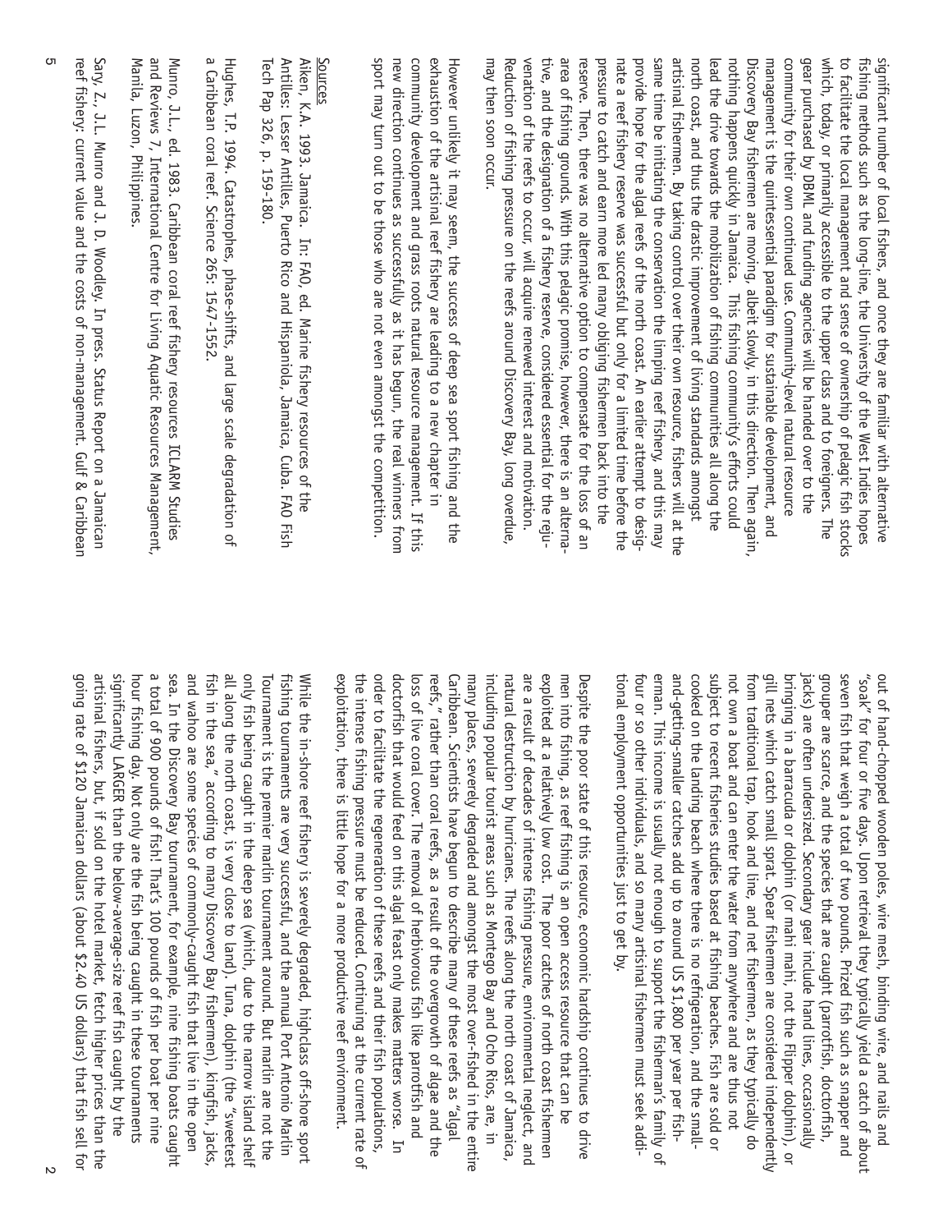out of hand-chopped wooden poles, wire mesh, binding wire, and nails and "soak" for four or five days. Upon retrieval they typically yield a catch of about seven fish that weigh a total of two pounds. Prized fish such as snapper and grouper are scarce, and the species that are caught (parrotfish, doctorfish, jacks) are often undersized. Secondary gear include hand lines, occasionally bringing in a barracuda or dolphin (or mahi mahi, not the Flipper dolphin), or gill nets which catch small sprat. Spear fishermen are considered independently from traditional trap, hook and line, and net fishermen, as they typically do not own a boat and can enter the water from anywhere and are thus not subject to recent fisheries studies based at fishing beaches. Fish are sold or cooked on the landing beach where there is no refrigeration, and the small-and-getting-smaller catches add up to around US $1,800 per year per fisherman. This income is usually not enough to support the fisherman's family of four or so other individuals, and so many artisinal fishermen must seek additional employment opportunities just to get by.

Despite the poor state of this resource, economic hardship continues to drive men into fishing, as reef fishing is an open access resource that can be exploited at a relatively low cost. The poor catches of north coast fishermen are a result of decades of intense fishing pressure, environmental neglect, and natural destruction by hurricanes. The reefs along the north coast of Jamaica, including popular tourist areas such as Montego Bay and Ocho Rios, are, in many places, severely degraded and amongst the most over-fished in the entire Caribbean. Scientists have begun to describe many of these reefs as "algal reefs," rather than coral reefs, as a result of the overgrowth of algae and the loss of live coral cover. The removal of herbivorous fish like parrotfish and doctorfish that would feed on this algal feast only makes matters worse. In order to facilitate the regeneration of these reefs and their fish populations, the intense fishing pressure must be reduced. Continuing at the current rate of exploitation, there is little hope for a more productive reef environment.

While the in-shore reef fishery is severely degraded, highclass off-shore sport fishing tournaments are very successful, and the annual Port Antonio Marlin Tournament is the premier marlin tournament around. But marlin are not the only fish being caught in the deep sea (which, due to the narrow island shelf all along the north coast, is very close to land). Tuna, dolphin (the "sweetest fish in the sea," according to many Discovery Bay fishermen), kingfish, jacks, and wahoo are some species of commonly-caught fish that live in the open sea. In the Discovery Bay tournament, for example, nine fishing boats caught a total of 900 pounds of fish! That's 100 pounds of fish per boat per nine hour fishing day. Not only are the fish being caught in these tournaments significantly LARGER than the below-average-size reef fish caught by the artisinal fishers, but, if sold on the hotel market, fetch higher prices than the going rate of $120 Jamaican dollars (about $2.40 US dollars) that fish sell for

significant number of local fishers, and once they are familiar with alternative fishing methods such as the long-line, the University of the West Indies hopes to facilitate the local management and sense of ownership of pelagic fish stocks which, today, or primarily accessible to the upper class and to foreigners. The gear purchased by DBML and funding agencies will be handed over to the community for their own continued use. Community-level natural resource management is the quintessential paradigm for sustainable development, and Discovery Bay fishermen are moving, albeit slowly, in this direction. Then again, nothing happens quickly in Jamaica. This fishing community's efforts could lead the drive towards the mobilization of fishing communities all along the north coast, and thus the drastic improvement of living standards amongst artisinal fishermen. By taking control over their own resource, fishers will at the same time be initiating the conservation the limping reef fishery, and this may provide hope for the algal reefs of the north coast. An earlier attempt to designate a reef fishery reserve was successful but only for a limited time before the pressure to catch and earn more led many obliging fishermen back into the reserve. Then, there was no alternative option to compensate for the loss of an area of fishing grounds. With this pelagic promise, however, there is an alternative, and the designation of a fishery reserve, considered essential for the rejuvenation of the reefs to occur, will acquire renewed interest and motivation. Reduction of fishing pressure on the reefs around Discovery Bay, long overdue, may then soon occur.

However unlikely it may seem, the success of deep sea sport fishing and the exhaustion of the artisinal reef fishery are leading to a new chapter in community development and grass roots natural resource management. If this new direction continues as successfully as it has begun, the real winners from sport may turn out to be those who are not even amongst the competition.

## Sources

Aiken, K.A. 1993. Jamaica. In: FAO, ed. Marine fishery resources of the Antilles: Lesser Antilles, Puerto Rico and Hispaniola, Jamaica, Cuba. FAO Fish Tech Pap 326, p. 159-180.

Hughes, T.P. 1994. Catastrophes, phase-shifts, and large scale degradation of a Caribbean coral reef. Science 265: 1547-1552.

Munro, J.L., ed. 1983. Caribbean coral reef fishery resources ICLARM Studies and Reviews 7. International Centre for Living Aquatic Resources Management, Manila, Luzon, Philippines.

Sary, Z., J.L. Munro and J. D. Woodley. In press. Status Report on a Jamaican reef fishery: current value and the costs of non-management. Gulf & Caribbean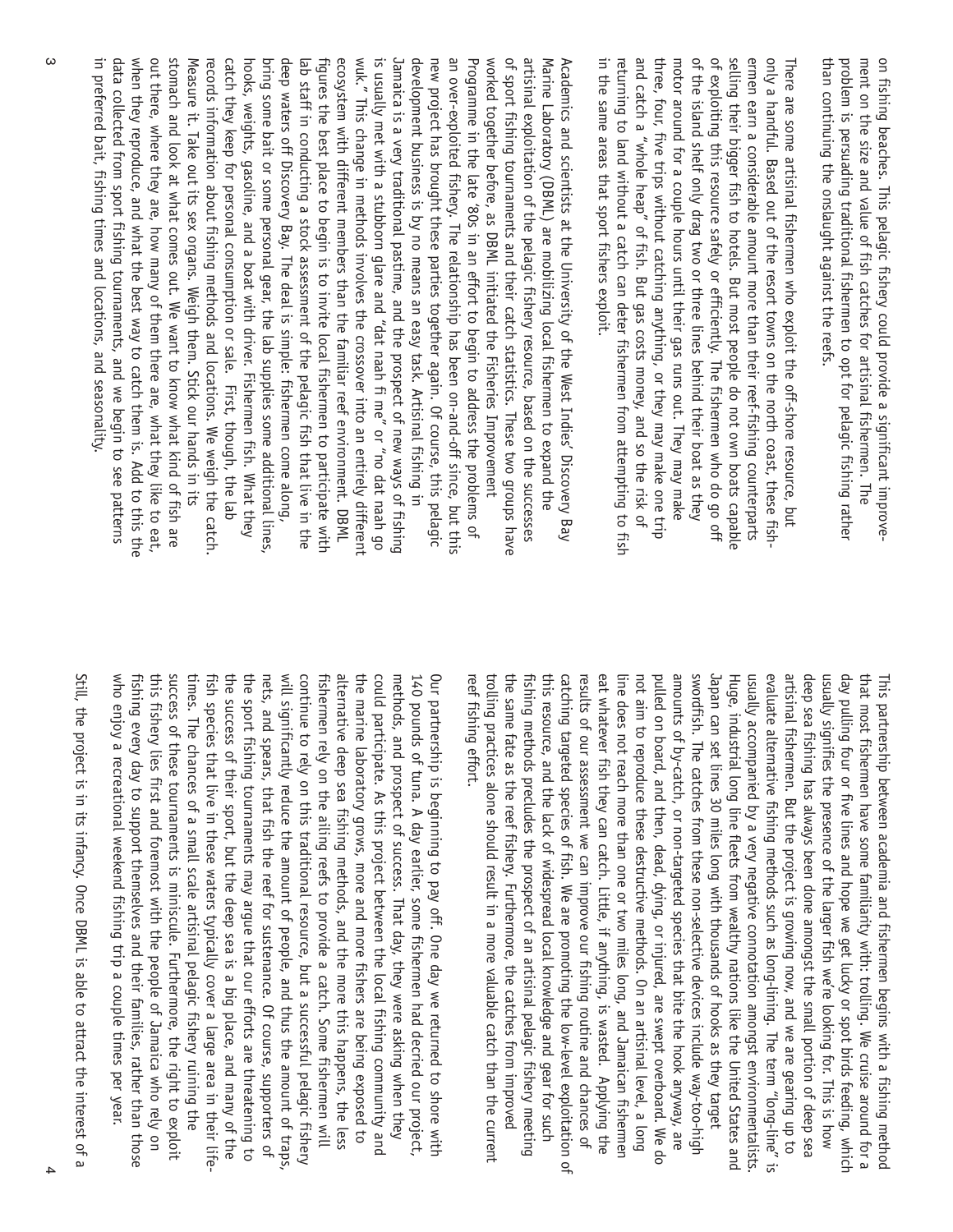on fishing beaches. This pelagic fishery could provide a significant improvement on the size and value of fish catches for artisinal fishermen. The problem is persuading traditional fishermen to opt for pelagic fishing rather than continuing the onslaught against the reefs.

There are some artisinal fishermen who exploit the off-shore resource, but only a handful. Based out of the resort towns on the north coast, these fishermen earn a considerable amount more than their reef-fishing counterparts selling their bigger fish to hotels. But most people do not own boats capable of exploiting this resource safely or efficiently. The fishermen who do go off of the island shelf only drag two or three lines behind their boat as they motor around for a couple hours until their gas runs out. They may make three, four, five trips without catching anything, or they may make one trip and catch a "whole heap" of fish. But gas costs money, and so the risk of returning to land without a catch can deter fishermen from attempting to fish in the same areas that sport fishers exploit.

Academics and scientists at the University of the West Indies' Discovery Bay Marine Laboratory (DBML) are mobilizing local fishermen to expand the artisinal exploitation of the pelagic fishery resource, based on the successes of sport fishing tournaments and their catch statistics. These two groups have worked together before, as DBML initiated the Fisheries Improvement Programme in the late '80s in an effort to begin to address the problems of an over-exploited fishery. The relationship has been on-and-off since, but this new project has brought these parties together again. Of course, this pelagic development business is by no means an easy task. Artisinal fishing in Jamaica is a very traditional pastime, and the prospect of new ways of fishing is usually met with a stubborn glare and "dat naah fi me" or "no dat naah go wuk." This change in methods involves the crossover into an entirely different ecosystem with different members than the familiar reef environment. DBML figures the best place to begin is to invite local fishermen to participate with lab staff in conducting a stock assessment of the pelagic fish that live in the deep waters off Discovery Bay. The deal is simple: fishermen come along, bring some bait or some personal gear, the lab supplies some additional lines, hooks, weights, gasoline, and a boat with driver. Fishermen fish. What they catch they keep for personal consumption or sale. First, though, the lab records information about fishing methods and locations. We weigh the catch. Measure it. Take out its sex organs. Weigh them. Stick our hands in its stomach and look at what comes out. We want to know what kind of fish are out there, where they are, how many of them there are, what they like to eat, when they reproduce, and what the best way to catch them is. Add to this the data collected from sport fishing tournaments, and we begin to see patterns in preferred bait, fishing times and locations, and seasonality.

This partnership between academia and fishermen begins with a fishing method that most fishermen have some familiarity with: trolling. We cruise around for a day pulling four or five lines and hope we get lucky or spot birds feeding, which usually signifies the presence of the larger fish we're looking for. This is how deep sea fishing has always been done amongst the small portion of deep sea artisinal fishermen. But the project is growing now, and we are gearing up to evaluate alternative fishing methods such as long-lining. The term "long-line" is usually accompanied by a very negative connotation amongst environmentalists. Huge, industrial long line fleets from wealthy nations like the United States and Japan can set lines 30 miles long with thousands of hooks as they target swordfish. The catches from these non-selective devices include way-too-high amounts of by-catch, or non-targeted species that bite the hook anyway, are pulled on board, and then, dead, dying, or injured, are swept overboard. We do not aim to reproduce these destructive methods. On an artisinal level, a long line does not reach more than one or two miles long, and Jamaican fishermen eat whatever fish they can catch. Little, if anything, is wasted. Applying the results of our assessment we can improve our fishing routine and chances of catching targeted species of fish. We are promoting the low-level exploitation of this resource, and the lack of widespread local knowledge and gear for such fishing methods precludes the prospect of an artisinal pelagic fishery meeting the same fate as the reef fishery. Furthermore, the catches from improved trolling practices alone should result in a more valuable catch than the current reef fishing effort.

Our partnership is beginning to pay off. One day we returned to shore with 140 pounds of tuna. A day earlier, some fishermen had decried our project, methods, and prospect of success. That day, they were asking when they could participate. As this project between the local fishing community and the marine laboratory grows, more and more fishers are being exposed to alternative deep sea fishing methods, and the more this happens, the less fishermen rely on the ailing reefs to provide a catch. Some fishermen will continue to rely on this traditional resource, but a successful pelagic fishery will significantly reduce the amount of people, and thus the amount of traps, nets, and spears, that fish the reef for sustenance. Of course, supporters of the sport fishing tournaments may argue that our efforts are threatening to the success of their sport, but the deep sea is a big place, and many of the fish species that live in these waters typically cover a large area in their lifetimes. The chances of a small scale artisinal pelagic fishery ruining the success of these tournaments is miniscule. Furthermore, the right to exploit this fishery lies first and foremost with the people of Jamaica who rely on fishing every day to support themselves and their families, rather than those who enjoy a recreational weekend fishing trip a couple times per year.

Still, the project is in its infancy. Once DBML is able to attract the interest of a